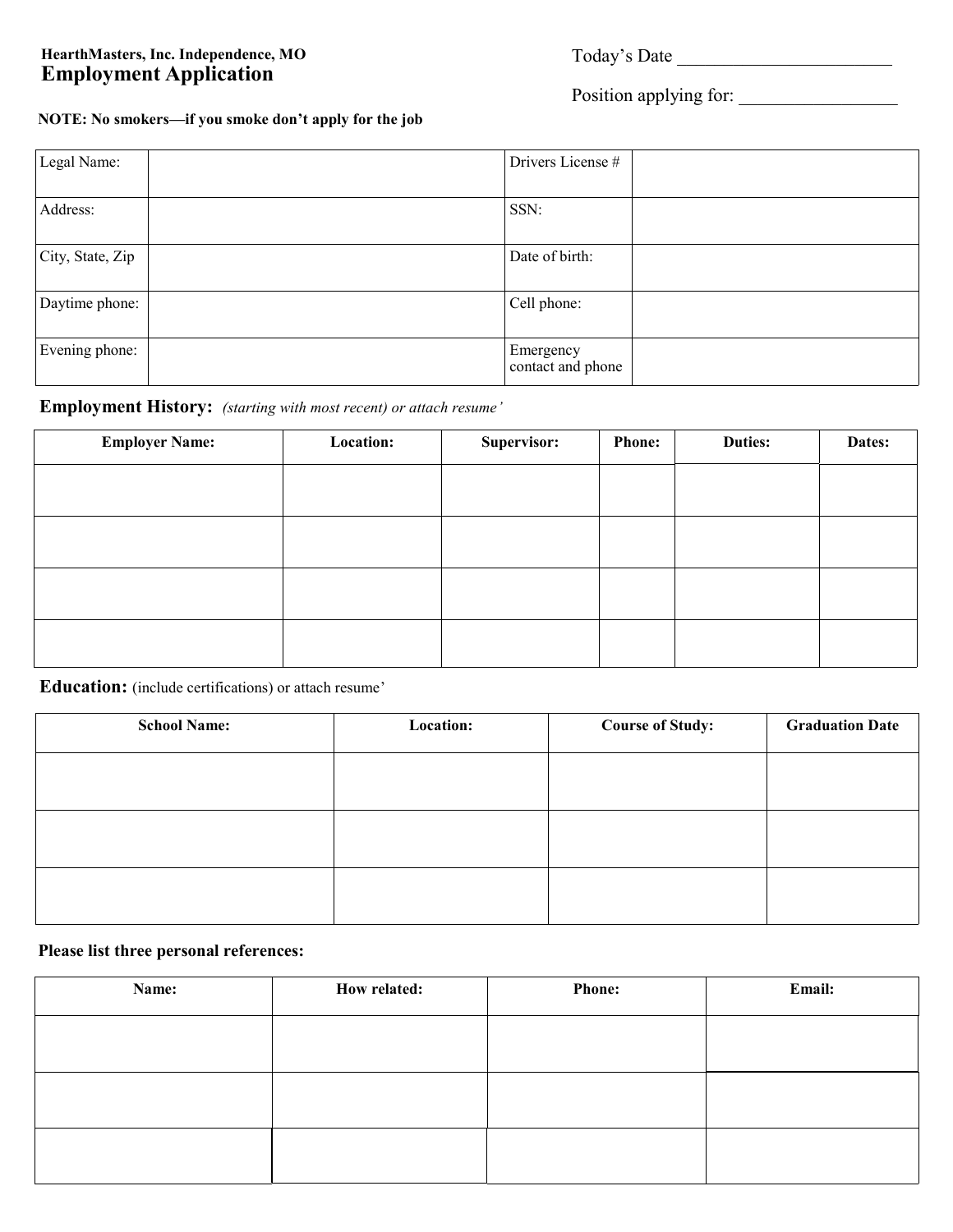**HearthMasters, Inc. Independence, MO**

## Employment Application

Today's Date _______________________

Position applying for: _________________

**NOTE: No smokers—if you smoke don't apply for the job**

| | | | |
|---|---|---|---|
| Legal Name: | | Drivers License # | |
| Address: | | SSN: | |
| City, State, Zip | | Date of birth: | |
| Daytime phone: | | Cell phone: | |
| Evening phone: | | Emergency contact and phone | |

### Employment History: *(starting with most recent) or attach resume'*

| Employer Name: | Location: | Supervisor: | Phone: | Duties: | Dates: |
|---|---|---|---|---|---|
| | | | | | |
| | | | | | |
| | | | | | |
| | | | | | |

### Education: (include certifications) or attach resume'

| School Name: | Location: | Course of Study: | Graduation Date |
|---|---|---|---|
| | | | |
| | | | |
| | | | |

**Please list three personal references:**

| Name: | How related: | Phone: | Email: |
|---|---|---|---|
| | | | |
| | | | |
| | | | |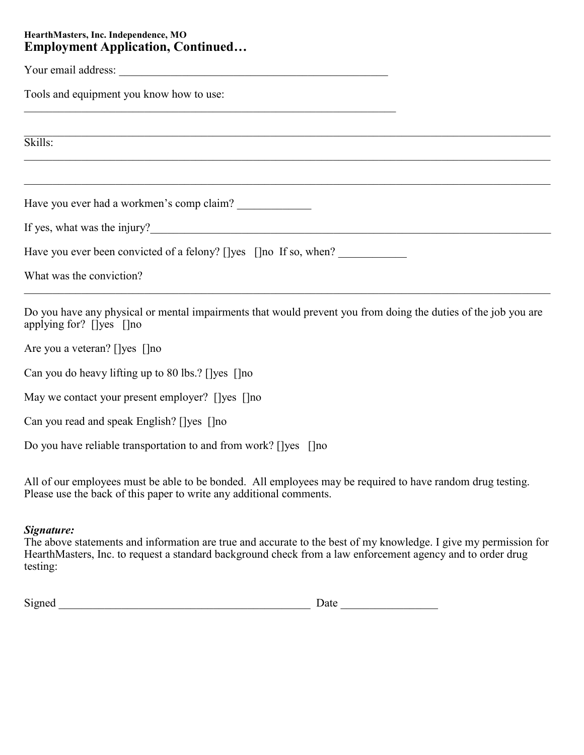**HearthMasters, Inc. Independence, MO**

# Employment Application, Continued…

Your email address: \_\_\_\_\_\_\_\_\_\_\_\_\_\_\_\_\_\_\_\_\_\_\_\_\_\_\_\_\_\_\_\_\_\_\_\_\_\_\_\_\_\_\_\_\_\_

Tools and equipment you know how to use:

\_\_\_\_\_\_\_\_\_\_\_\_\_\_\_\_\_\_\_\_\_\_\_\_\_\_\_\_\_\_\_\_\_\_\_\_\_\_\_\_\_\_\_\_\_\_\_\_\_\_\_\_\_\_\_\_\_\_\_\_\_\_\_\_

\_\_\_\_\_\_\_\_\_\_\_\_\_\_\_\_\_\_\_\_\_\_\_\_\_\_\_\_\_\_\_\_\_\_\_\_\_\_\_\_\_\_\_\_\_\_\_\_\_\_\_\_\_\_\_\_\_\_\_\_\_\_\_\_\_\_\_\_\_\_\_\_\_\_\_\_\_\_\_\_\_\_\_\_\_\_\_\_\_\_\_\_

Skills:

\_\_\_\_\_\_\_\_\_\_\_\_\_\_\_\_\_\_\_\_\_\_\_\_\_\_\_\_\_\_\_\_\_\_\_\_\_\_\_\_\_\_\_\_\_\_\_\_\_\_\_\_\_\_\_\_\_\_\_\_\_\_\_\_\_\_\_\_\_\_\_\_\_\_\_\_\_\_\_\_\_\_\_\_\_\_\_\_\_\_\_\_

\_\_\_\_\_\_\_\_\_\_\_\_\_\_\_\_\_\_\_\_\_\_\_\_\_\_\_\_\_\_\_\_\_\_\_\_\_\_\_\_\_\_\_\_\_\_\_\_\_\_\_\_\_\_\_\_\_\_\_\_\_\_\_\_\_\_\_\_\_\_\_\_\_\_\_\_\_\_\_\_\_\_\_\_\_\_\_\_\_\_\_\_

Have you ever had a workmen's comp claim? \_\_\_\_\_\_\_\_\_\_\_\_\_

If yes, what was the injury?\_\_\_\_\_\_\_\_\_\_\_\_\_\_\_\_\_\_\_\_\_\_\_\_\_\_\_\_\_\_\_\_\_\_\_\_\_\_\_\_\_\_\_\_\_\_\_\_\_\_\_\_\_\_\_\_\_\_\_\_\_\_\_\_\_\_\_\_

Have you ever been convicted of a felony? []yes []no If so, when? \_\_\_\_\_\_\_\_\_\_\_\_

What was the conviction?

\_\_\_\_\_\_\_\_\_\_\_\_\_\_\_\_\_\_\_\_\_\_\_\_\_\_\_\_\_\_\_\_\_\_\_\_\_\_\_\_\_\_\_\_\_\_\_\_\_\_\_\_\_\_\_\_\_\_\_\_\_\_\_\_\_\_\_\_\_\_\_\_\_\_\_\_\_\_\_\_\_\_\_\_\_\_\_\_\_\_\_\_

Do you have any physical or mental impairments that would prevent you from doing the duties of the job you are applying for? []yes []no

Are you a veteran? []yes []no

Can you do heavy lifting up to 80 lbs.? []yes []no

May we contact your present employer? []yes []no

Can you read and speak English? []yes []no

Do you have reliable transportation to and from work? []yes []no

All of our employees must be able to be bonded. All employees may be required to have random drug testing. Please use the back of this paper to write any additional comments.

***Signature:***

The above statements and information are true and accurate to the best of my knowledge. I give my permission for HearthMasters, Inc. to request a standard background check from a law enforcement agency and to order drug testing:

Signed \_\_\_\_\_\_\_\_\_\_\_\_\_\_\_\_\_\_\_\_\_\_\_\_\_\_\_\_\_\_\_\_\_\_\_\_\_\_\_\_\_\_\_\_\_ Date \_\_\_\_\_\_\_\_\_\_\_\_\_\_\_\_\_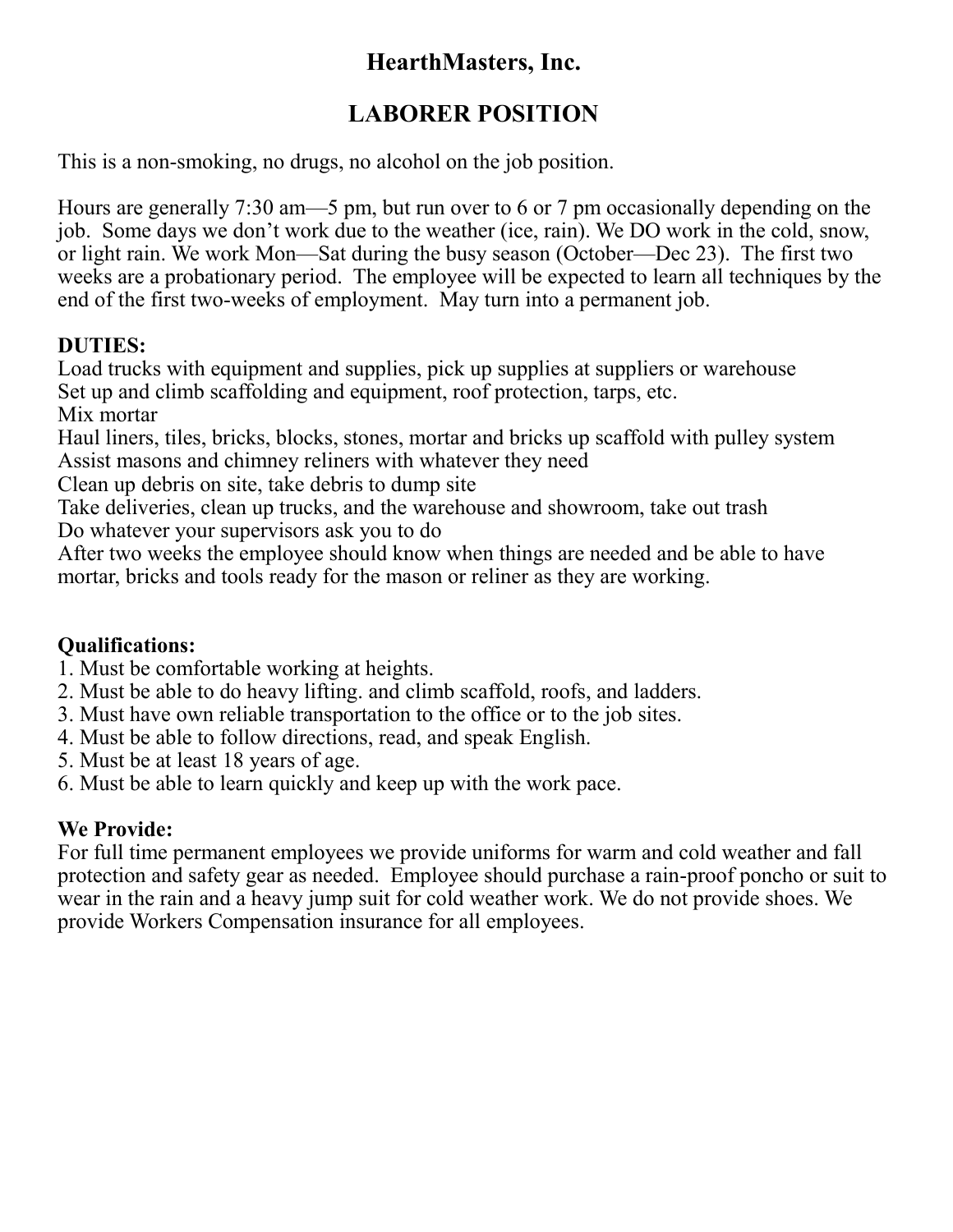# HearthMasters, Inc.

## LABORER POSITION

This is a non-smoking, no drugs, no alcohol on the job position.

Hours are generally 7:30 am—5 pm, but run over to 6 or 7 pm occasionally depending on the job. Some days we don't work due to the weather (ice, rain). We DO work in the cold, snow, or light rain. We work Mon—Sat during the busy season (October—Dec 23). The first two weeks are a probationary period. The employee will be expected to learn all techniques by the end of the first two-weeks of employment. May turn into a permanent job.

**DUTIES:**

Load trucks with equipment and supplies, pick up supplies at suppliers or warehouse
Set up and climb scaffolding and equipment, roof protection, tarps, etc.
Mix mortar
Haul liners, tiles, bricks, blocks, stones, mortar and bricks up scaffold with pulley system
Assist masons and chimney reliners with whatever they need
Clean up debris on site, take debris to dump site
Take deliveries, clean up trucks, and the warehouse and showroom, take out trash
Do whatever your supervisors ask you to do
After two weeks the employee should know when things are needed and be able to have mortar, bricks and tools ready for the mason or reliner as they are working.

**Qualifications:**

1. Must be comfortable working at heights.
2. Must be able to do heavy lifting. and climb scaffold, roofs, and ladders.
3. Must have own reliable transportation to the office or to the job sites.
4. Must be able to follow directions, read, and speak English.
5. Must be at least 18 years of age.
6. Must be able to learn quickly and keep up with the work pace.

**We Provide:**

For full time permanent employees we provide uniforms for warm and cold weather and fall protection and safety gear as needed. Employee should purchase a rain-proof poncho or suit to wear in the rain and a heavy jump suit for cold weather work. We do not provide shoes. We provide Workers Compensation insurance for all employees.